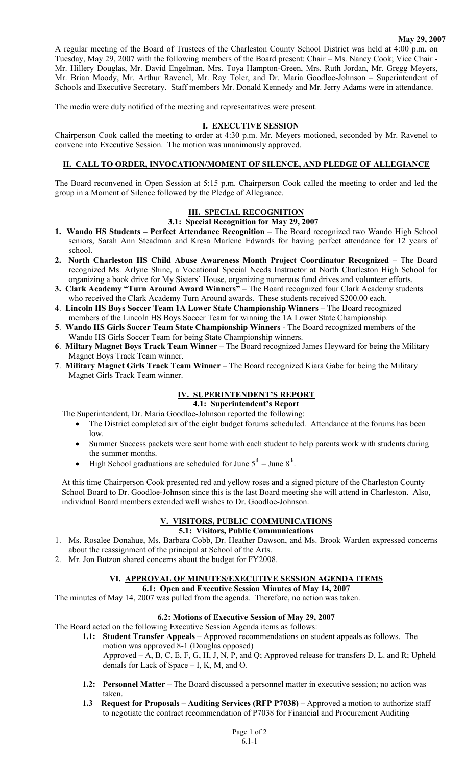**May 29, 2007**

A regular meeting of the Board of Trustees of the Charleston County School District was held at 4:00 p.m. on Tuesday, May 29, 2007 with the following members of the Board present: Chair – Ms. Nancy Cook; Vice Chair - Mr. Hillery Douglas, Mr. David Engelman, Mrs. Toya Hampton-Green, Mrs. Ruth Jordan, Mr. Gregg Meyers, Mr. Brian Moody, Mr. Arthur Ravenel, Mr. Ray Toler, and Dr. Maria Goodloe-Johnson – Superintendent of Schools and Executive Secretary. Staff members Mr. Donald Kennedy and Mr. Jerry Adams were in attendance.

The media were duly notified of the meeting and representatives were present.

## I. EXECUTIVE SESSION

Chairperson Cook called the meeting to order at 4:30 p.m. Mr. Meyers motioned, seconded by Mr. Ravenel to convene into Executive Session. The motion was unanimously approved.

## II. CALL TO ORDER, INVOCATION/MOMENT OF SILENCE, AND PLEDGE OF ALLEGIANCE

The Board reconvened in Open Session at 5:15 p.m. Chairperson Cook called the meeting to order and led the group in a Moment of Silence followed by the Pledge of Allegiance.

## III. SPECIAL RECOGNITION

### 3.1: Special Recognition for May 29, 2007

1. **Wando HS Students – Perfect Attendance Recognition** – The Board recognized two Wando High School seniors, Sarah Ann Steadman and Kresa Marlene Edwards for having perfect attendance for 12 years of school.
2. **North Charleston HS Child Abuse Awareness Month Project Coordinator Recognized** – The Board recognized Ms. Arlyne Shine, a Vocational Special Needs Instructor at North Charleston High School for organizing a book drive for My Sisters' House, organizing numerous fund drives and volunteer efforts.
3. **Clark Academy "Turn Around Award Winners"** – The Board recognized four Clark Academy students who received the Clark Academy Turn Around awards. These students received $200.00 each.
4. **Lincoln HS Boys Soccer Team 1A Lower State Championship Winners** – The Board recognized members of the Lincoln HS Boys Soccer Team for winning the 1A Lower State Championship.
5. **Wando HS Girls Soccer Team State Championship Winners** - The Board recognized members of the Wando HS Girls Soccer Team for being State Championship winners.
6. **Miltary Magnet Boys Track Team Winner** – The Board recognized James Heyward for being the Military Magnet Boys Track Team winner.
7. **Military Magnet Girls Track Team Winner** – The Board recognized Kiara Gabe for being the Military Magnet Girls Track Team winner.

## IV. SUPERINTENDENT'S REPORT

### 4.1: Superintendent's Report

The Superintendent, Dr. Maria Goodloe-Johnson reported the following:

- The District completed six of the eight budget forums scheduled. Attendance at the forums has been low.
- Summer Success packets were sent home with each student to help parents work with students during the summer months.
- High School graduations are scheduled for June 5th – June 8th.

At this time Chairperson Cook presented red and yellow roses and a signed picture of the Charleston County School Board to Dr. Goodloe-Johnson since this is the last Board meeting she will attend in Charleston. Also, individual Board members extended well wishes to Dr. Goodloe-Johnson.

## V. VISITORS, PUBLIC COMMUNICATIONS

### 5.1: Visitors, Public Communications

1. Ms. Rosalee Donahue, Ms. Barbara Cobb, Dr. Heather Dawson, and Ms. Brook Warden expressed concerns about the reassignment of the principal at School of the Arts.
2. Mr. Jon Butzon shared concerns about the budget for FY2008.

## VI. APPROVAL OF MINUTES/EXECUTIVE SESSION AGENDA ITEMS

### 6.1: Open and Executive Session Minutes of May 14, 2007

The minutes of May 14, 2007 was pulled from the agenda. Therefore, no action was taken.

### 6.2: Motions of Executive Session of May 29, 2007

The Board acted on the following Executive Session Agenda items as follows:

- **1.1: Student Transfer Appeals** – Approved recommendations on student appeals as follows. The motion was approved 8-1 (Douglas opposed)
  Approved – A, B, C, E, F, G, H, J, N, P, and Q; Approved release for transfers D, L. and R; Upheld denials for Lack of Space – I, K, M, and O.
- **1.2: Personnel Matter** – The Board discussed a personnel matter in executive session; no action was taken.
- **1.3 Request for Proposals – Auditing Services (RFP P7038)** – Approved a motion to authorize staff to negotiate the contract recommendation of P7038 for Financial and Procurement Auditing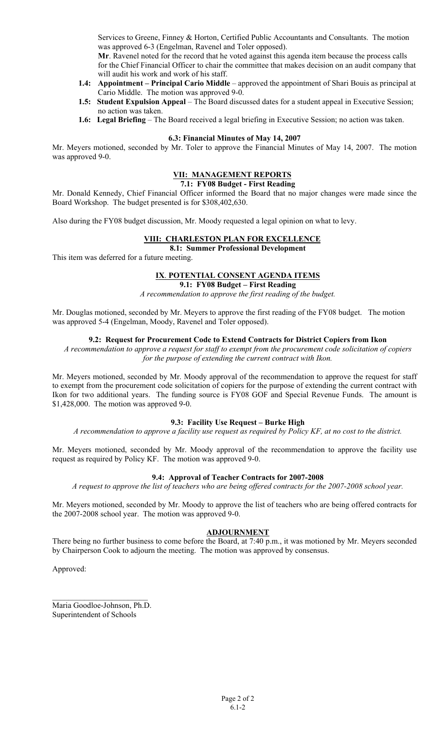Services to Greene, Finney & Horton, Certified Public Accountants and Consultants. The motion was approved 6-3 (Engelman, Ravenel and Toler opposed).

**Mr**. Ravenel noted for the record that he voted against this agenda item because the process calls for the Chief Financial Officer to chair the committee that makes decision on an audit company that will audit his work and work of his staff.

- **1.4: Appointment – Principal Cario Middle** – approved the appointment of Shari Bouis as principal at Cario Middle. The motion was approved 9-0.
- **1.5: Student Expulsion Appeal** – The Board discussed dates for a student appeal in Executive Session; no action was taken.
- **1.6: Legal Briefing** – The Board received a legal briefing in Executive Session; no action was taken.

**6.3: Financial Minutes of May 14, 2007**

Mr. Meyers motioned, seconded by Mr. Toler to approve the Financial Minutes of May 14, 2007. The motion was approved 9-0.

## VII: MANAGEMENT REPORTS

**7.1: FY08 Budget - First Reading**

Mr. Donald Kennedy, Chief Financial Officer informed the Board that no major changes were made since the Board Workshop. The budget presented is for $308,402,630.

Also during the FY08 budget discussion, Mr. Moody requested a legal opinion on what to levy.

## VIII: CHARLESTON PLAN FOR EXCELLENCE

**8.1: Summer Professional Development**

This item was deferred for a future meeting.

## IX. POTENTIAL CONSENT AGENDA ITEMS

**9.1: FY08 Budget – First Reading**

*A recommendation to approve the first reading of the budget.*

Mr. Douglas motioned, seconded by Mr. Meyers to approve the first reading of the FY08 budget. The motion was approved 5-4 (Engelman, Moody, Ravenel and Toler opposed).

**9.2: Request for Procurement Code to Extend Contracts for District Copiers from Ikon**

*A recommendation to approve a request for staff to exempt from the procurement code solicitation of copiers for the purpose of extending the current contract with Ikon.*

Mr. Meyers motioned, seconded by Mr. Moody approval of the recommendation to approve the request for staff to exempt from the procurement code solicitation of copiers for the purpose of extending the current contract with Ikon for two additional years. The funding source is FY08 GOF and Special Revenue Funds. The amount is $1,428,000. The motion was approved 9-0.

**9.3: Facility Use Request – Burke High**

*A recommendation to approve a facility use request as required by Policy KF, at no cost to the district.*

Mr. Meyers motioned, seconded by Mr. Moody approval of the recommendation to approve the facility use request as required by Policy KF. The motion was approved 9-0.

**9.4: Approval of Teacher Contracts for 2007-2008**

*A request to approve the list of teachers who are being offered contracts for the 2007-2008 school year.*

Mr. Meyers motioned, seconded by Mr. Moody to approve the list of teachers who are being offered contracts for the 2007-2008 school year. The motion was approved 9-0.

## ADJOURNMENT

There being no further business to come before the Board, at 7:40 p.m., it was motioned by Mr. Meyers seconded by Chairperson Cook to adjourn the meeting. The motion was approved by consensus.

Approved:

\_\_\_\_\_\_\_\_\_\_\_\_\_\_\_\_\_\_\_\_\_\_\_\_\_

Maria Goodloe-Johnson, Ph.D.
Superintendent of Schools

6.1-2